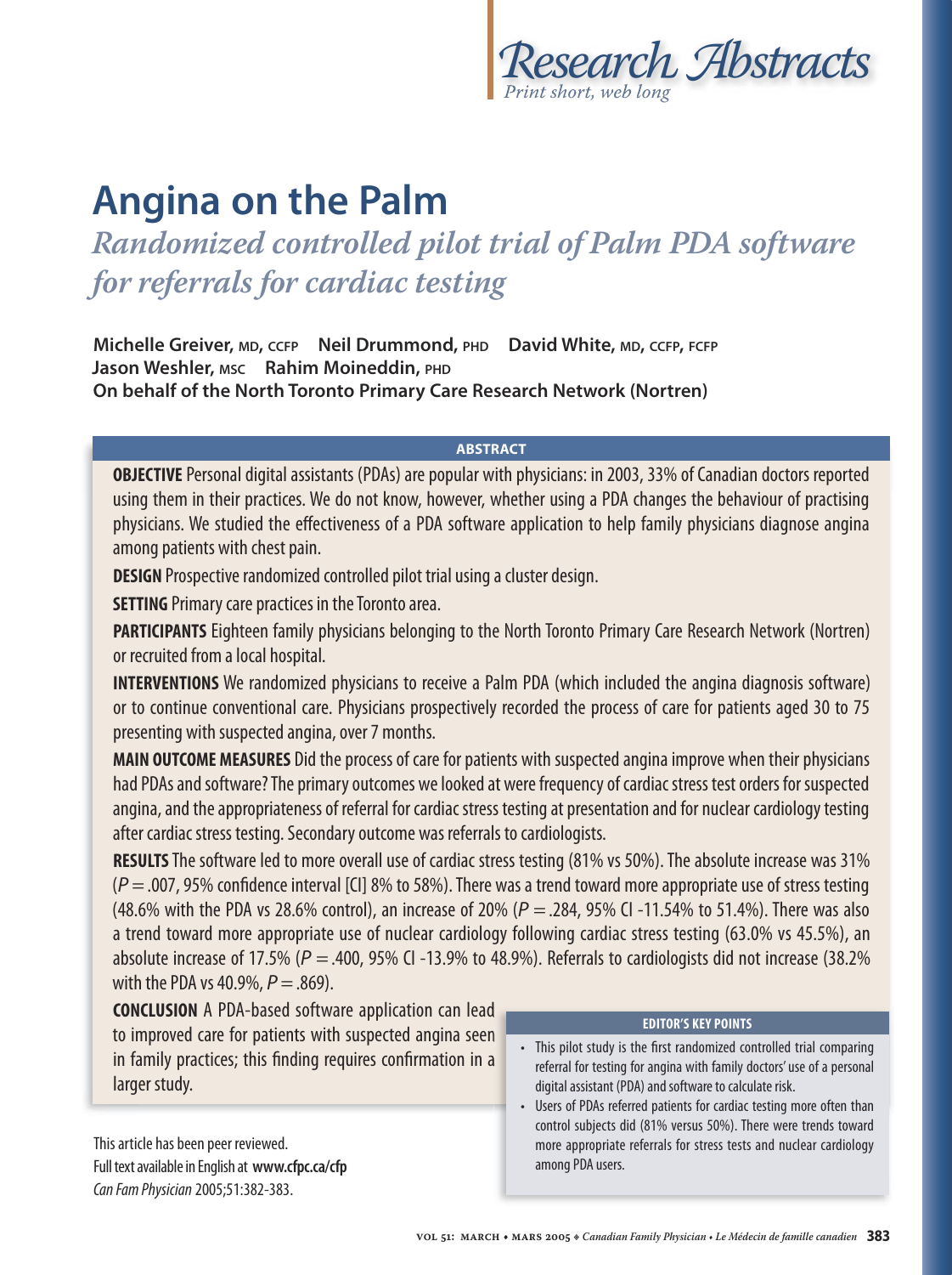# Research Abstracts

*Print short, web long*

# Angina on the Palm

## *Randomized controlled pilot trial of Palm PDA software for referrals for cardiac testing*

**Michelle Greiver,** MD, CCFP **Neil Drummond,** PHD **David White,** MD, CCFP, FCFP
**Jason Weshler,** MSC **Rahim Moineddin,** PHD
**On behalf of the North Toronto Primary Care Research Network (Nortren)**

### ABSTRACT

**OBJECTIVE** Personal digital assistants (PDAs) are popular with physicians: in 2003, 33% of Canadian doctors reported using them in their practices. We do not know, however, whether using a PDA changes the behaviour of practising physicians. We studied the effectiveness of a PDA software application to help family physicians diagnose angina among patients with chest pain.

**DESIGN** Prospective randomized controlled pilot trial using a cluster design.

**SETTING** Primary care practices in the Toronto area.

**PARTICIPANTS** Eighteen family physicians belonging to the North Toronto Primary Care Research Network (Nortren) or recruited from a local hospital.

**INTERVENTIONS** We randomized physicians to receive a Palm PDA (which included the angina diagnosis software) or to continue conventional care. Physicians prospectively recorded the process of care for patients aged 30 to 75 presenting with suspected angina, over 7 months.

**MAIN OUTCOME MEASURES** Did the process of care for patients with suspected angina improve when their physicians had PDAs and software? The primary outcomes we looked at were frequency of cardiac stress test orders for suspected angina, and the appropriateness of referral for cardiac stress testing at presentation and for nuclear cardiology testing after cardiac stress testing. Secondary outcome was referrals to cardiologists.

**RESULTS** The software led to more overall use of cardiac stress testing (81% vs 50%). The absolute increase was 31% ($P = .007$, 95% confidence interval [CI] 8% to 58%). There was a trend toward more appropriate use of stress testing (48.6% with the PDA vs 28.6% control), an increase of 20% ($P = .284$, 95% CI -11.54% to 51.4%). There was also a trend toward more appropriate use of nuclear cardiology following cardiac stress testing (63.0% vs 45.5%), an absolute increase of 17.5% ($P = .400$, 95% CI -13.9% to 48.9%). Referrals to cardiologists did not increase (38.2% with the PDA vs 40.9%, $P = .869$).

**CONCLUSION** A PDA-based software application can lead to improved care for patients with suspected angina seen in family practices; this finding requires confirmation in a larger study.

### EDITOR'S KEY POINTS

- This pilot study is the first randomized controlled trial comparing referral for testing for angina with family doctors' use of a personal digital assistant (PDA) and software to calculate risk.
- Users of PDAs referred patients for cardiac testing more often than control subjects did (81% versus 50%). There were trends toward more appropriate referrals for stress tests and nuclear cardiology among PDA users.

This article has been peer reviewed.
Full text available in English at **www.cfpc.ca/cfp**
*Can Fam Physician* 2005;51:382-383.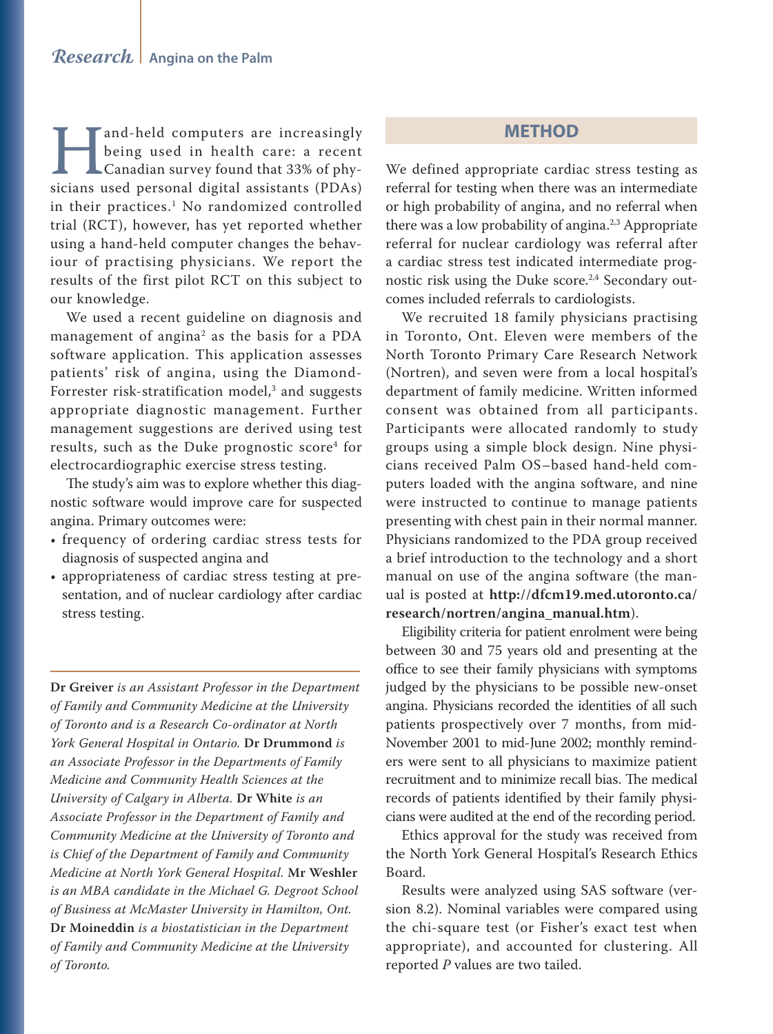Hand-held computers are increasingly being used in health care: a recent Canadian survey found that 33% of physicians used personal digital assistants (PDAs) in their practices.[1] No randomized controlled trial (RCT), however, has yet reported whether using a hand-held computer changes the behaviour of practising physicians. We report the results of the first pilot RCT on this subject to our knowledge.

We used a recent guideline on diagnosis and management of angina[2] as the basis for a PDA software application. This application assesses patients' risk of angina, using the Diamond-Forrester risk-stratification model,[3] and suggests appropriate diagnostic management. Further management suggestions are derived using test results, such as the Duke prognostic score[4] for electrocardiographic exercise stress testing.

The study's aim was to explore whether this diagnostic software would improve care for suspected angina. Primary outcomes were:

- frequency of ordering cardiac stress tests for diagnosis of suspected angina and
- appropriateness of cardiac stress testing at presentation, and of nuclear cardiology after cardiac stress testing.

**Dr Greiver** *is an Assistant Professor in the Department of Family and Community Medicine at the University of Toronto and is a Research Co-ordinator at North York General Hospital in Ontario.* **Dr Drummond** *is an Associate Professor in the Departments of Family Medicine and Community Health Sciences at the University of Calgary in Alberta.* **Dr White** *is an Associate Professor in the Department of Family and Community Medicine at the University of Toronto and is Chief of the Department of Family and Community Medicine at North York General Hospital.* **Mr Weshler** *is an MBA candidate in the Michael G. Degroot School of Business at McMaster University in Hamilton, Ont.* **Dr Moineddin** *is a biostatistician in the Department of Family and Community Medicine at the University of Toronto.*

## METHOD

We defined appropriate cardiac stress testing as referral for testing when there was an intermediate or high probability of angina, and no referral when there was a low probability of angina.[2,3] Appropriate referral for nuclear cardiology was referral after a cardiac stress test indicated intermediate prognostic risk using the Duke score.[2,4] Secondary outcomes included referrals to cardiologists.

We recruited 18 family physicians practising in Toronto, Ont. Eleven were members of the North Toronto Primary Care Research Network (Nortren), and seven were from a local hospital's department of family medicine. Written informed consent was obtained from all participants. Participants were allocated randomly to study groups using a simple block design. Nine physicians received Palm OS–based hand-held computers loaded with the angina software, and nine were instructed to continue to manage patients presenting with chest pain in their normal manner. Physicians randomized to the PDA group received a brief introduction to the technology and a short manual on use of the angina software (the manual is posted at **http://dfcm19.med.utoronto.ca/research/nortren/angina_manual.htm**).

Eligibility criteria for patient enrolment were being between 30 and 75 years old and presenting at the office to see their family physicians with symptoms judged by the physicians to be possible new-onset angina. Physicians recorded the identities of all such patients prospectively over 7 months, from mid-November 2001 to mid-June 2002; monthly reminders were sent to all physicians to maximize patient recruitment and to minimize recall bias. The medical records of patients identified by their family physicians were audited at the end of the recording period.

Ethics approval for the study was received from the North York General Hospital's Research Ethics Board.

Results were analyzed using SAS software (version 8.2). Nominal variables were compared using the chi-square test (or Fisher's exact test when appropriate), and accounted for clustering. All reported *P* values are two tailed.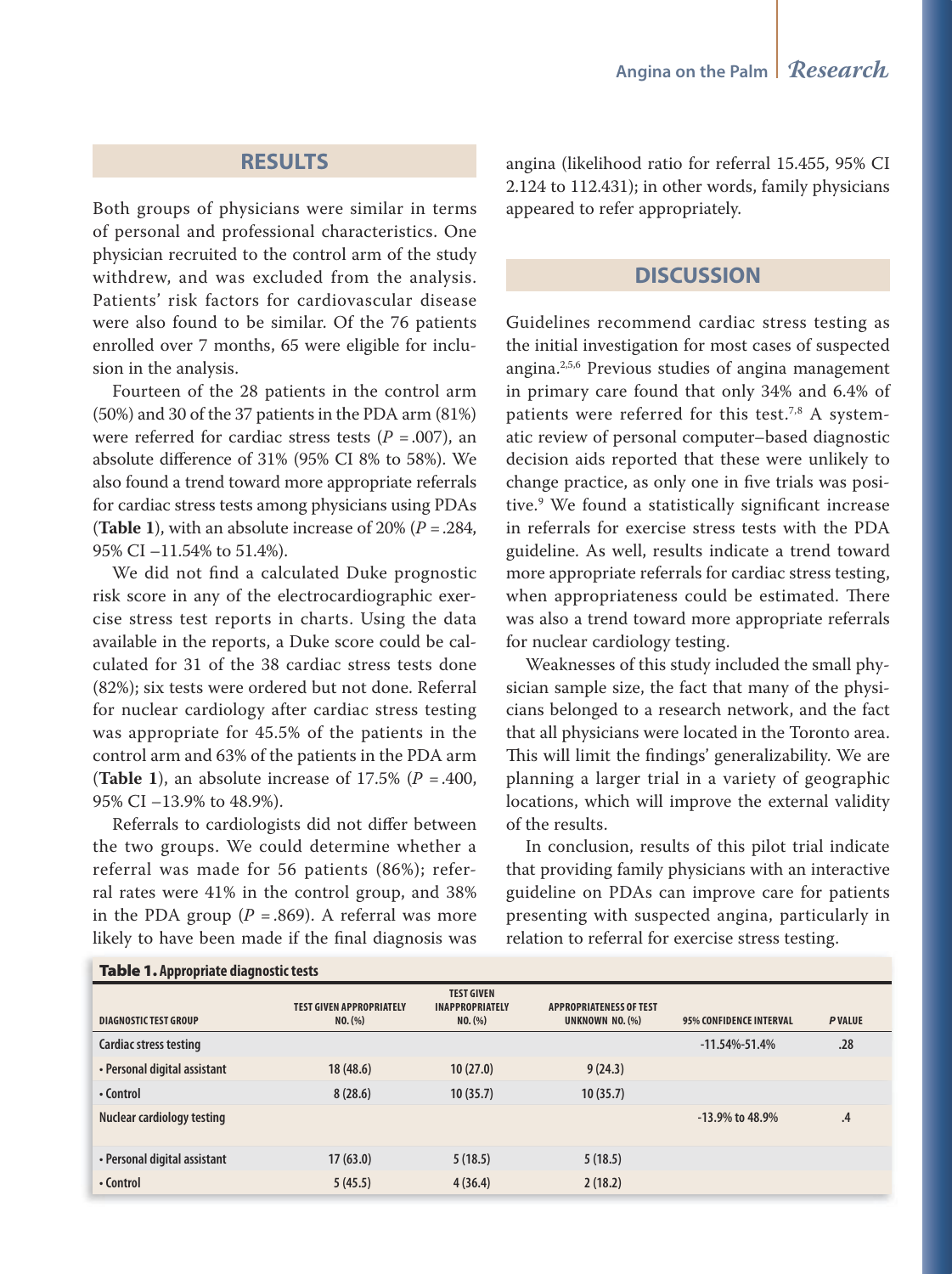## RESULTS

Both groups of physicians were similar in terms of personal and professional characteristics. One physician recruited to the control arm of the study withdrew, and was excluded from the analysis. Patients' risk factors for cardiovascular disease were also found to be similar. Of the 76 patients enrolled over 7 months, 65 were eligible for inclusion in the analysis.

Fourteen of the 28 patients in the control arm (50%) and 30 of the 37 patients in the PDA arm (81%) were referred for cardiac stress tests ($P = .007$), an absolute difference of 31% (95% CI 8% to 58%). We also found a trend toward more appropriate referrals for cardiac stress tests among physicians using PDAs (**Table 1**), with an absolute increase of 20% ($P = .284$, 95% CI −11.54% to 51.4%).

We did not find a calculated Duke prognostic risk score in any of the electrocardiographic exercise stress test reports in charts. Using the data available in the reports, a Duke score could be calculated for 31 of the 38 cardiac stress tests done (82%); six tests were ordered but not done. Referral for nuclear cardiology after cardiac stress testing was appropriate for 45.5% of the patients in the control arm and 63% of the patients in the PDA arm (**Table 1**), an absolute increase of 17.5% ($P = .400$, 95% CI −13.9% to 48.9%).

Referrals to cardiologists did not differ between the two groups. We could determine whether a referral was made for 56 patients (86%); referral rates were 41% in the control group, and 38% in the PDA group ($P = .869$). A referral was more likely to have been made if the final diagnosis was angina (likelihood ratio for referral 15.455, 95% CI 2.124 to 112.431); in other words, family physicians appeared to refer appropriately.

## DISCUSSION

Guidelines recommend cardiac stress testing as the initial investigation for most cases of suspected angina.[2,5,6] Previous studies of angina management in primary care found that only 34% and 6.4% of patients were referred for this test.[7,8] A systematic review of personal computer–based diagnostic decision aids reported that these were unlikely to change practice, as only one in five trials was positive.[9] We found a statistically significant increase in referrals for exercise stress tests with the PDA guideline. As well, results indicate a trend toward more appropriate referrals for cardiac stress testing, when appropriateness could be estimated. There was also a trend toward more appropriate referrals for nuclear cardiology testing.

Weaknesses of this study included the small physician sample size, the fact that many of the physicians belonged to a research network, and the fact that all physicians were located in the Toronto area. This will limit the findings' generalizability. We are planning a larger trial in a variety of geographic locations, which will improve the external validity of the results.

In conclusion, results of this pilot trial indicate that providing family physicians with an interactive guideline on PDAs can improve care for patients presenting with suspected angina, particularly in relation to referral for exercise stress testing.

**Table 1. Appropriate diagnostic tests**

| DIAGNOSTIC TEST GROUP | TEST GIVEN APPROPRIATELY NO. (%) | TEST GIVEN INAPPROPRIATELY NO. (%) | APPROPRIATENESS OF TEST UNKNOWN NO. (%) | 95% CONFIDENCE INTERVAL | *P* VALUE |
|---|---|---|---|---|---|
| Cardiac stress testing | | | | -11.54%-51.4% | .28 |
| • Personal digital assistant | 18 (48.6) | 10 (27.0) | 9 (24.3) | | |
| • Control | 8 (28.6) | 10 (35.7) | 10 (35.7) | | |
| Nuclear cardiology testing | | | | -13.9% to 48.9% | .4 |
| • Personal digital assistant | 17 (63.0) | 5 (18.5) | 5 (18.5) | | |
| • Control | 5 (45.5) | 4 (36.4) | 2 (18.2) | | |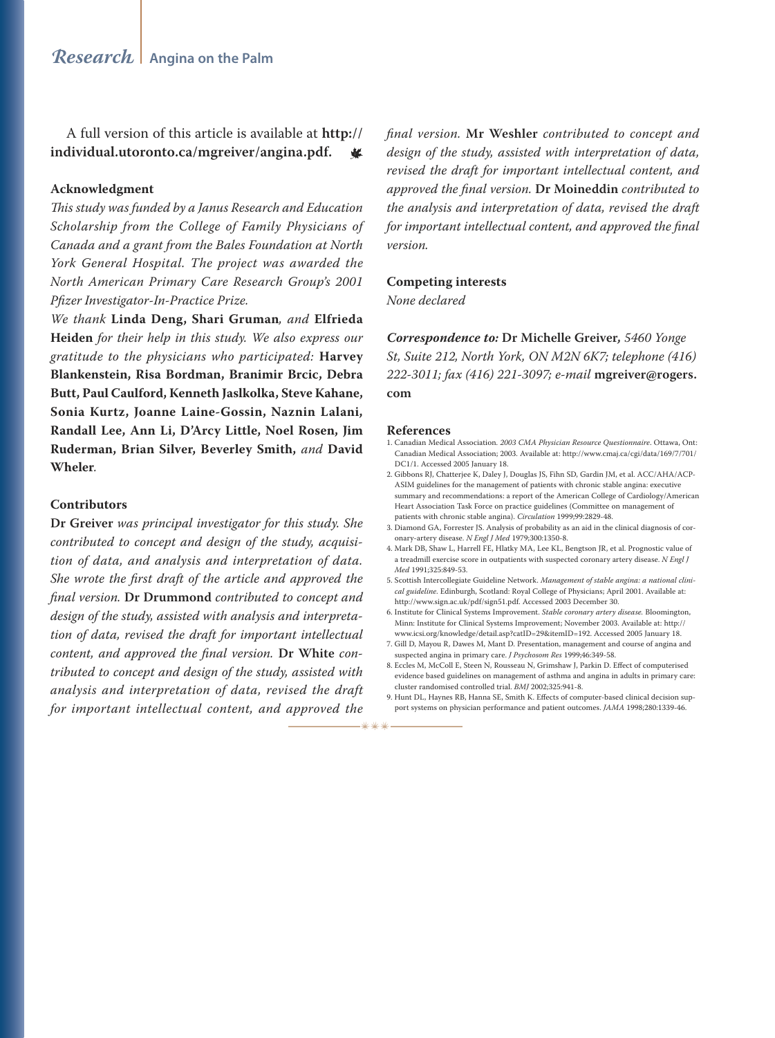A full version of this article is available at **http://individual.utoronto.ca/mgreiver/angina.pdf.**

### Acknowledgment

*This study was funded by a Janus Research and Education Scholarship from the College of Family Physicians of Canada and a grant from the Bales Foundation at North York General Hospital. The project was awarded the North American Primary Care Research Group's 2001 Pfizer Investigator-In-Practice Prize.*

*We thank* **Linda Deng, Shari Gruman***, and* **Elfrieda Heiden** *for their help in this study. We also express our gratitude to the physicians who participated:* **Harvey Blankenstein, Risa Bordman, Branimir Brcic, Debra Butt, Paul Caulford, Kenneth Jaslkolka, Steve Kahane, Sonia Kurtz, Joanne Laine-Gossin, Naznin Lalani, Randall Lee, Ann Li, D'Arcy Little, Noel Rosen, Jim Ruderman, Brian Silver, Beverley Smith,** *and* **David Wheler***.*

### Contributors

**Dr Greiver** *was principal investigator for this study. She contributed to concept and design of the study, acquisition of data, and analysis and interpretation of data. She wrote the first draft of the article and approved the final version.* **Dr Drummond** *contributed to concept and design of the study, assisted with analysis and interpretation of data, revised the draft for important intellectual content, and approved the final version.* **Dr White** *contributed to concept and design of the study, assisted with analysis and interpretation of data, revised the draft for important intellectual content, and approved the final version.* **Mr Weshler** *contributed to concept and design of the study, assisted with interpretation of data, revised the draft for important intellectual content, and approved the final version.* **Dr Moineddin** *contributed to the analysis and interpretation of data, revised the draft for important intellectual content, and approved the final version.*

### Competing interests

*None declared*

***Correspondence to:*** **Dr Michelle Greiver,** *5460 Yonge St, Suite 212, North York, ON M2N 6K7; telephone (416) 222-3011; fax (416) 221-3097; e-mail* **mgreiver@rogers.com**

### References

1. Canadian Medical Association. *2003 CMA Physician Resource Questionnaire*. Ottawa, Ont: Canadian Medical Association; 2003. Available at: http://www.cmaj.ca/cgi/data/169/7/701/DC1/1. Accessed 2005 January 18.
2. Gibbons RJ, Chatterjee K, Daley J, Douglas JS, Fihn SD, Gardin JM, et al. ACC/AHA/ACP-ASIM guidelines for the management of patients with chronic stable angina: executive summary and recommendations: a report of the American College of Cardiology/American Heart Association Task Force on practice guidelines (Committee on management of patients with chronic stable angina). *Circulation* 1999;99:2829-48.
3. Diamond GA, Forrester JS. Analysis of probability as an aid in the clinical diagnosis of coronary-artery disease. *N Engl J Med* 1979;300:1350-8.
4. Mark DB, Shaw L, Harrell FE, Hlatky MA, Lee KL, Bengtson JR, et al. Prognostic value of a treadmill exercise score in outpatients with suspected coronary artery disease. *N Engl J Med* 1991;325:849-53.
5. Scottish Intercollegiate Guideline Network. *Management of stable angina: a national clinical guideline*. Edinburgh, Scotland: Royal College of Physicians; April 2001. Available at: http://www.sign.ac.uk/pdf/sign51.pdf. Accessed 2003 December 30.
6. Institute for Clinical Systems Improvement. *Stable coronary artery disease.* Bloomington, Minn: Institute for Clinical Systems Improvement; November 2003. Available at: http://www.icsi.org/knowledge/detail.asp?catID=29&itemID=192. Accessed 2005 January 18.
7. Gill D, Mayou R, Dawes M, Mant D. Presentation, management and course of angina and suspected angina in primary care. *J Psychosom Res* 1999;46:349-58.
8. Eccles M, McColl E, Steen N, Rousseau N, Grimshaw J, Parkin D. Effect of computerised evidence based guidelines on management of asthma and angina in adults in primary care: cluster randomised controlled trial. *BMJ* 2002;325:941-8.
9. Hunt DL, Haynes RB, Hanna SE, Smith K. Effects of computer-based clinical decision support systems on physician performance and patient outcomes. *JAMA* 1998;280:1339-46.